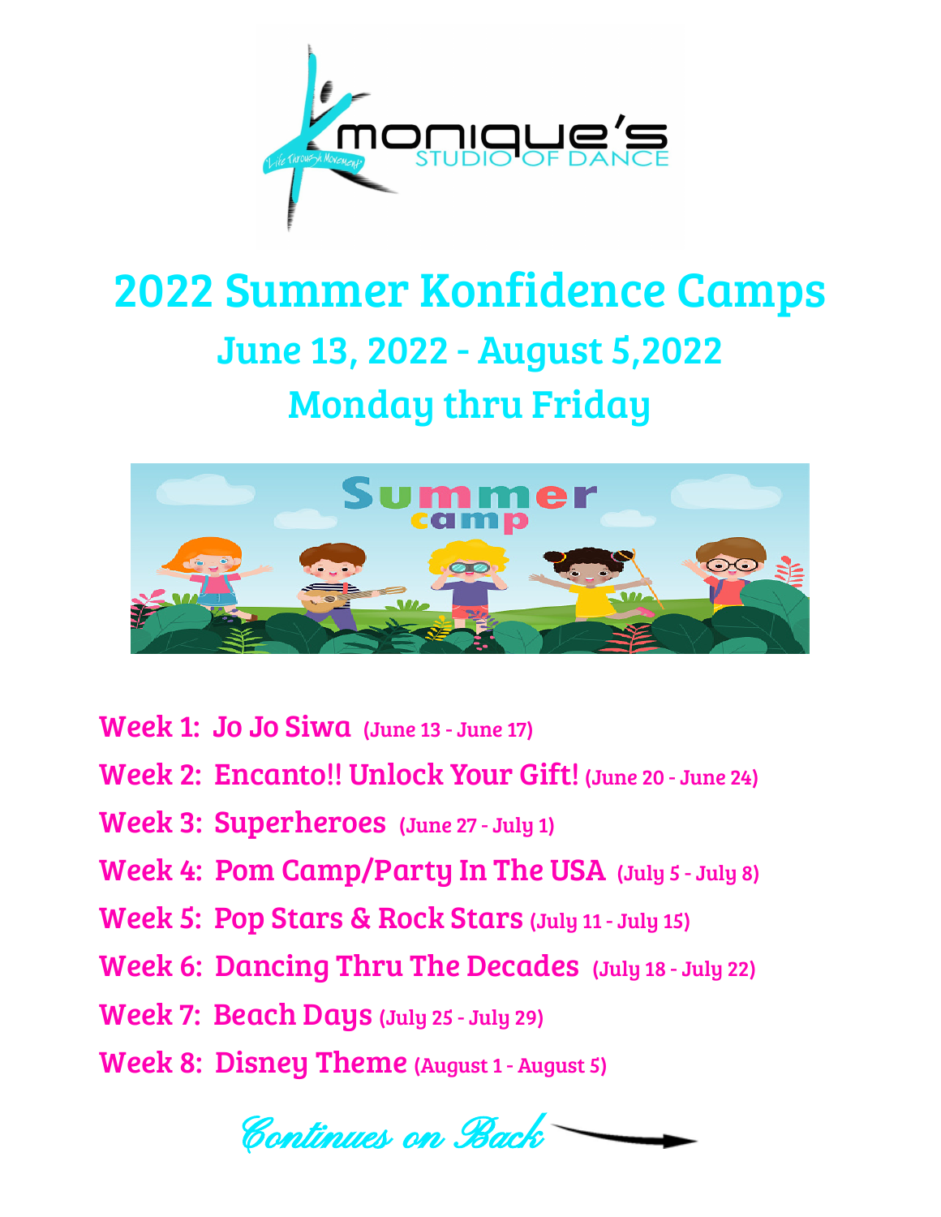# 2022 Summer Konfidence Camps

## June 13, 2022 - August 5,2022

## Monday thru Friday

**Week 1: Jo Jo Siwa** (June 13 - June 17)

**Week 2: Encanto!! Unlock Your Gift!** (June 20 - June 24)

**Week 3: Superheroes** (June 27 - July 1)

**Week 4: Pom Camp/Party In The USA** (July 5 - July 8)

**Week 5: Pop Stars & Rock Stars** (July 11 - July 15)

**Week 6: Dancing Thru The Decades** (July 18 - July 22)

**Week 7: Beach Days** (July 25 - July 29)

**Week 8: Disney Theme** (August 1 - August 5)

*Continues on Back* →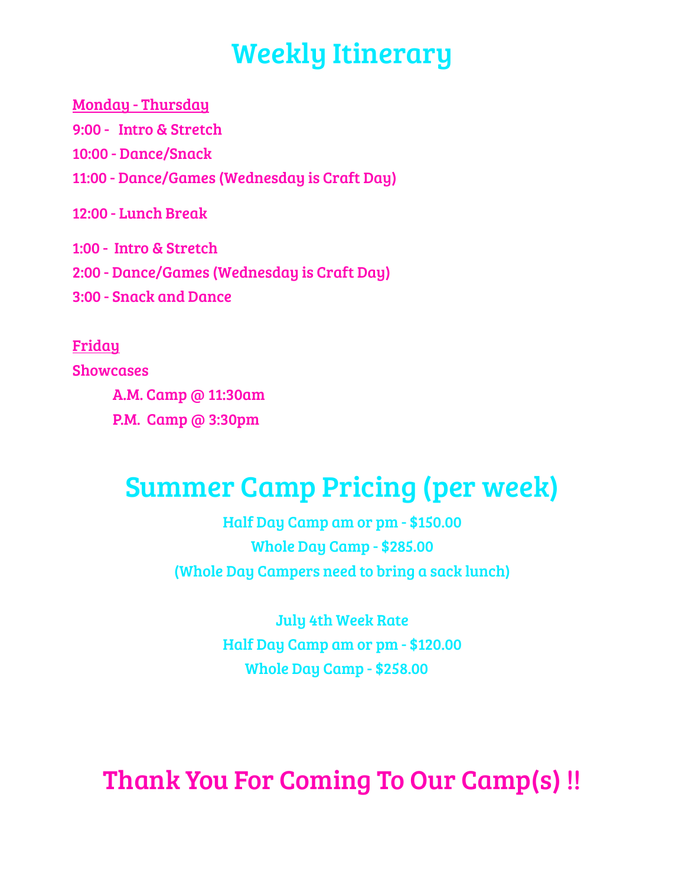# Weekly Itinerary

Monday - Thursday

9:00 - Intro & Stretch

10:00 - Dance/Snack

11:00 - Dance/Games (Wednesday is Craft Day)

12:00 - Lunch Break

1:00 - Intro & Stretch

2:00 - Dance/Games (Wednesday is Craft Day)

3:00 - Snack and Dance

Friday

Showcases

A.M. Camp @ 11:30am

P.M. Camp @ 3:30pm

# Summer Camp Pricing (per week)

Half Day Camp am or pm - $150.00

Whole Day Camp - $285.00

(Whole Day Campers need to bring a sack lunch)

July 4th Week Rate

Half Day Camp am or pm - $120.00

Whole Day Camp - $258.00

# Thank You For Coming To Our Camp(s) !!